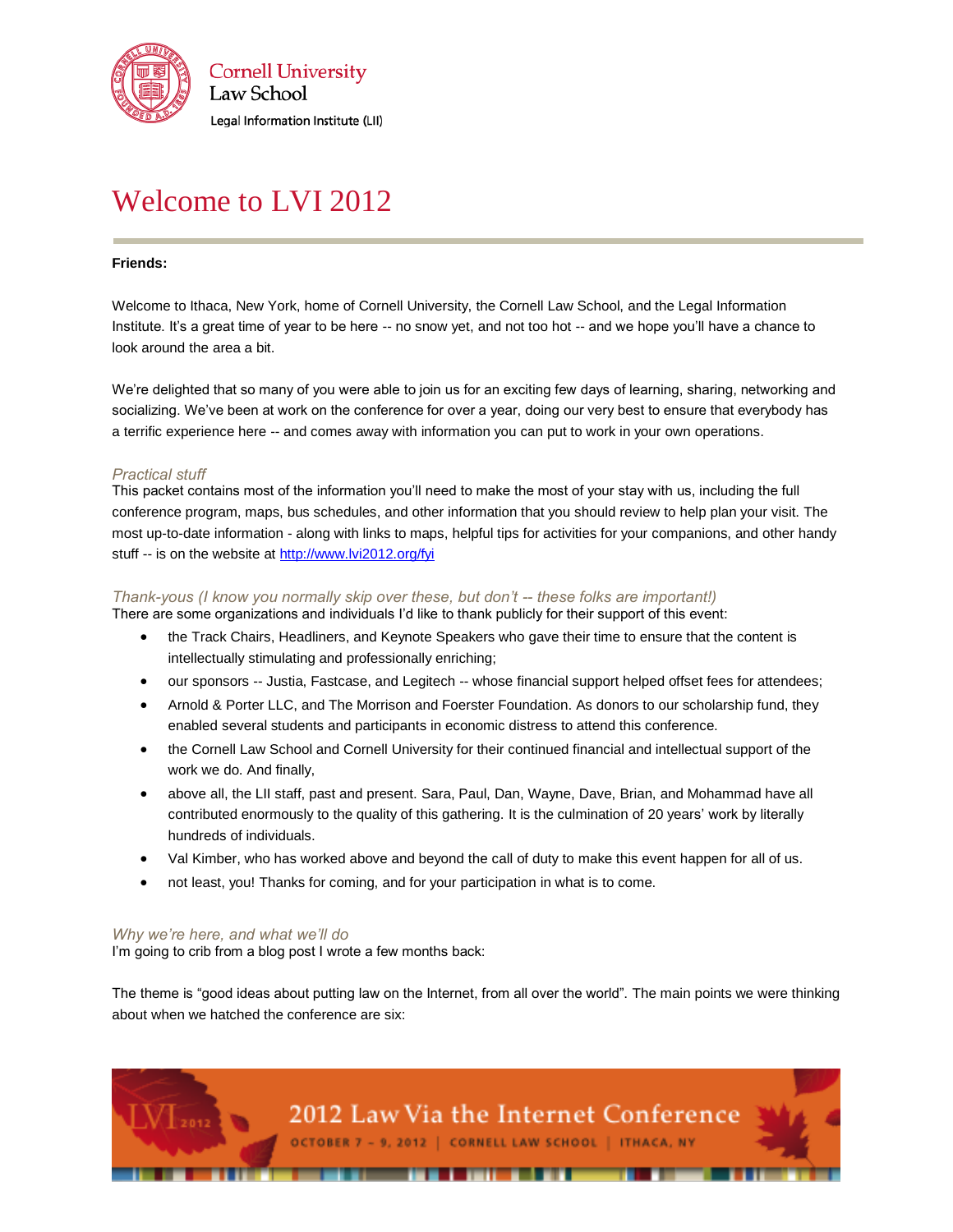Cornell University
Law School
Legal Information Institute (LII)

# Welcome to LVI 2012

**Friends:**

Welcome to Ithaca, New York, home of Cornell University, the Cornell Law School, and the Legal Information Institute. It's a great time of year to be here -- no snow yet, and not too hot -- and we hope you'll have a chance to look around the area a bit.

We're delighted that so many of you were able to join us for an exciting few days of learning, sharing, networking and socializing. We've been at work on the conference for over a year, doing our very best to ensure that everybody has a terrific experience here -- and comes away with information you can put to work in your own operations.

### *Practical stuff*

This packet contains most of the information you'll need to make the most of your stay with us, including the full conference program, maps, bus schedules, and other information that you should review to help plan your visit. The most up-to-date information - along with links to maps, helpful tips for activities for your companions, and other handy stuff -- is on the website at http://www.lvi2012.org/fyi

### *Thank-yous (I know you normally skip over these, but don't -- these folks are important!)*

There are some organizations and individuals I'd like to thank publicly for their support of this event:

- the Track Chairs, Headliners, and Keynote Speakers who gave their time to ensure that the content is intellectually stimulating and professionally enriching;
- our sponsors -- Justia, Fastcase, and Legitech -- whose financial support helped offset fees for attendees;
- Arnold & Porter LLC, and The Morrison and Foerster Foundation. As donors to our scholarship fund, they enabled several students and participants in economic distress to attend this conference.
- the Cornell Law School and Cornell University for their continued financial and intellectual support of the work we do. And finally,
- above all, the LII staff, past and present. Sara, Paul, Dan, Wayne, Dave, Brian, and Mohammad have all contributed enormously to the quality of this gathering. It is the culmination of 20 years' work by literally hundreds of individuals.
- Val Kimber, who has worked above and beyond the call of duty to make this event happen for all of us.
- not least, you! Thanks for coming, and for your participation in what is to come.

### *Why we're here, and what we'll do*

I'm going to crib from a blog post I wrote a few months back:

The theme is "good ideas about putting law on the Internet, from all over the world". The main points we were thinking about when we hatched the conference are six:

LVI 2012 — 2012 Law Via the Internet Conference — OCTOBER 7 – 9, 2012 | CORNELL LAW SCHOOL | ITHACA, NY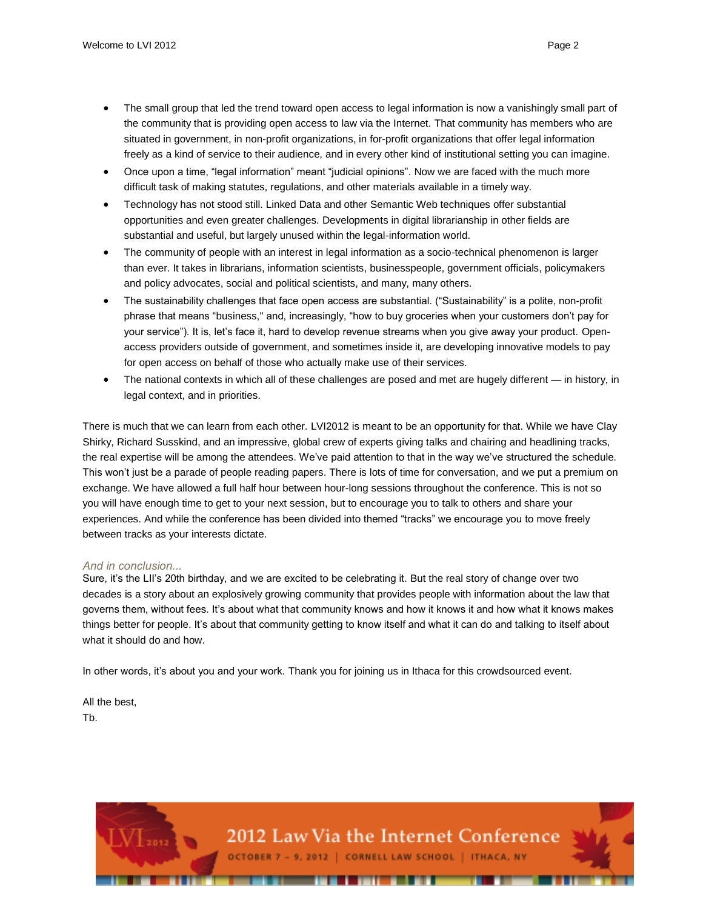- The small group that led the trend toward open access to legal information is now a vanishingly small part of the community that is providing open access to law via the Internet. That community has members who are situated in government, in non-profit organizations, in for-profit organizations that offer legal information freely as a kind of service to their audience, and in every other kind of institutional setting you can imagine.
- Once upon a time, "legal information" meant "judicial opinions". Now we are faced with the much more difficult task of making statutes, regulations, and other materials available in a timely way.
- Technology has not stood still. Linked Data and other Semantic Web techniques offer substantial opportunities and even greater challenges. Developments in digital librarianship in other fields are substantial and useful, but largely unused within the legal-information world.
- The community of people with an interest in legal information as a socio-technical phenomenon is larger than ever. It takes in librarians, information scientists, businesspeople, government officials, policymakers and policy advocates, social and political scientists, and many, many others.
- The sustainability challenges that face open access are substantial. ("Sustainability" is a polite, non-profit phrase that means "business," and, increasingly, "how to buy groceries when your customers don't pay for your service"). It is, let's face it, hard to develop revenue streams when you give away your product. Open-access providers outside of government, and sometimes inside it, are developing innovative models to pay for open access on behalf of those who actually make use of their services.
- The national contexts in which all of these challenges are posed and met are hugely different — in history, in legal context, and in priorities.

There is much that we can learn from each other. LVI2012 is meant to be an opportunity for that. While we have Clay Shirky, Richard Susskind, and an impressive, global crew of experts giving talks and chairing and headlining tracks, the real expertise will be among the attendees. We've paid attention to that in the way we've structured the schedule. This won't just be a parade of people reading papers. There is lots of time for conversation, and we put a premium on exchange. We have allowed a full half hour between hour-long sessions throughout the conference. This is not so you will have enough time to get to your next session, but to encourage you to talk to others and share your experiences. And while the conference has been divided into themed "tracks" we encourage you to move freely between tracks as your interests dictate.

*And in conclusion...*

Sure, it's the LII's 20th birthday, and we are excited to be celebrating it. But the real story of change over two decades is a story about an explosively growing community that provides people with information about the law that governs them, without fees. It's about what that community knows and how it knows it and how what it knows makes things better for people. It's about that community getting to know itself and what it can do and talking to itself about what it should do and how.

In other words, it's about you and your work. Thank you for joining us in Ithaca for this crowdsourced event.

All the best,
Tb.

LVI 2012

2012 Law Via the Internet Conference

OCTOBER 7 – 9, 2012 | CORNELL LAW SCHOOL | ITHACA, NY